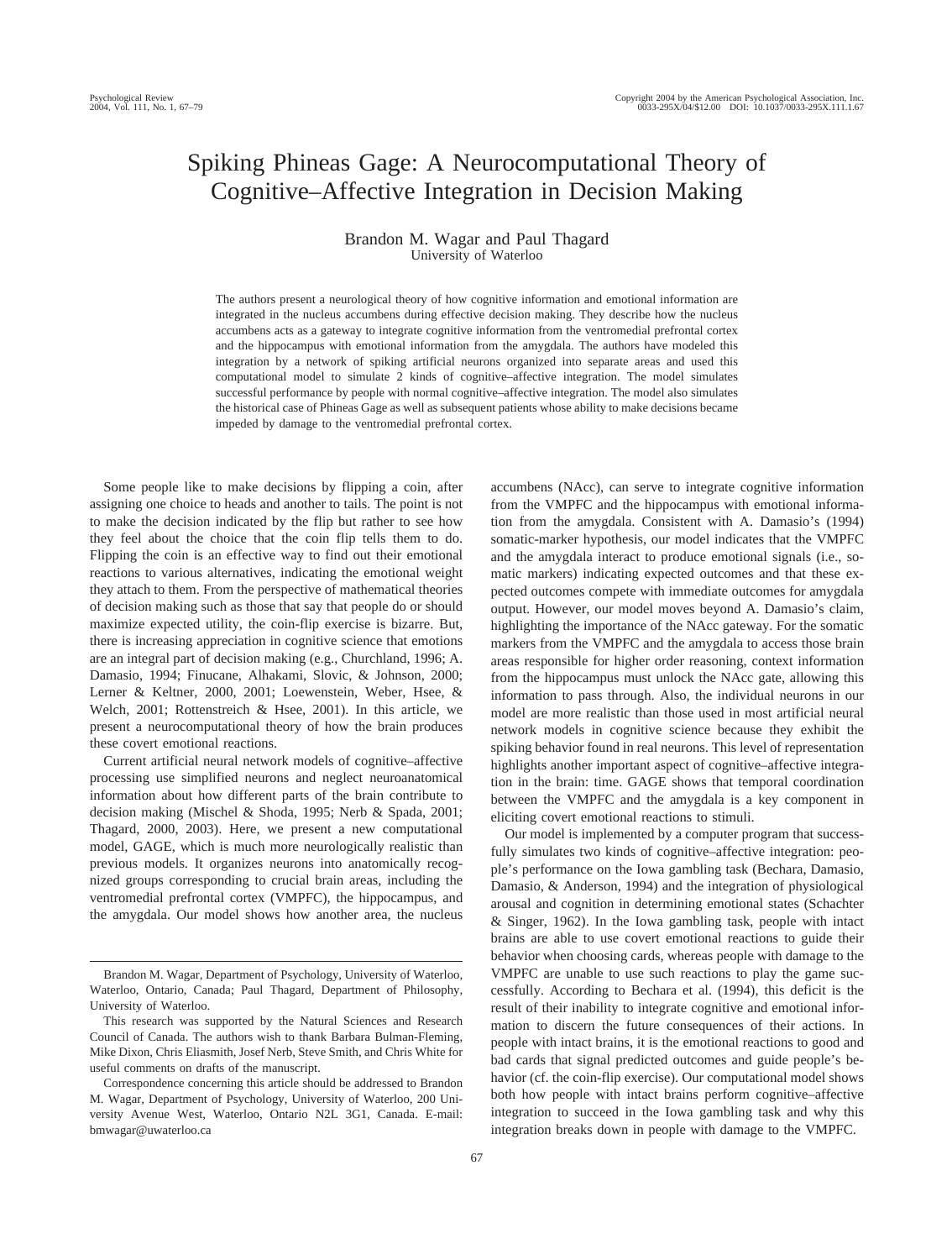# Spiking Phineas Gage: A Neurocomputational Theory of Cognitive–Affective Integration in Decision Making

Brandon M. Wagar and Paul Thagard
University of Waterloo

The authors present a neurological theory of how cognitive information and emotional information are integrated in the nucleus accumbens during effective decision making. They describe how the nucleus accumbens acts as a gateway to integrate cognitive information from the ventromedial prefrontal cortex and the hippocampus with emotional information from the amygdala. The authors have modeled this integration by a network of spiking artificial neurons organized into separate areas and used this computational model to simulate 2 kinds of cognitive–affective integration. The model simulates successful performance by people with normal cognitive–affective integration. The model also simulates the historical case of Phineas Gage as well as subsequent patients whose ability to make decisions became impeded by damage to the ventromedial prefrontal cortex.

Some people like to make decisions by flipping a coin, after assigning one choice to heads and another to tails. The point is not to make the decision indicated by the flip but rather to see how they feel about the choice that the coin flip tells them to do. Flipping the coin is an effective way to find out their emotional reactions to various alternatives, indicating the emotional weight they attach to them. From the perspective of mathematical theories of decision making such as those that say that people do or should maximize expected utility, the coin-flip exercise is bizarre. But, there is increasing appreciation in cognitive science that emotions are an integral part of decision making (e.g., Churchland, 1996; A. Damasio, 1994; Finucane, Alhakami, Slovic, & Johnson, 2000; Lerner & Keltner, 2000, 2001; Loewenstein, Weber, Hsee, & Welch, 2001; Rottenstreich & Hsee, 2001). In this article, we present a neurocomputational theory of how the brain produces these covert emotional reactions.

Current artificial neural network models of cognitive–affective processing use simplified neurons and neglect neuroanatomical information about how different parts of the brain contribute to decision making (Mischel & Shoda, 1995; Nerb & Spada, 2001; Thagard, 2000, 2003). Here, we present a new computational model, GAGE, which is much more neurologically realistic than previous models. It organizes neurons into anatomically recognized groups corresponding to crucial brain areas, including the ventromedial prefrontal cortex (VMPFC), the hippocampus, and the amygdala. Our model shows how another area, the nucleus accumbens (NAcc), can serve to integrate cognitive information from the VMPFC and the hippocampus with emotional information from the amygdala. Consistent with A. Damasio's (1994) somatic-marker hypothesis, our model indicates that the VMPFC and the amygdala interact to produce emotional signals (i.e., somatic markers) indicating expected outcomes and that these expected outcomes compete with immediate outcomes for amygdala output. However, our model moves beyond A. Damasio's claim, highlighting the importance of the NAcc gateway. For the somatic markers from the VMPFC and the amygdala to access those brain areas responsible for higher order reasoning, context information from the hippocampus must unlock the NAcc gate, allowing this information to pass through. Also, the individual neurons in our model are more realistic than those used in most artificial neural network models in cognitive science because they exhibit the spiking behavior found in real neurons. This level of representation highlights another important aspect of cognitive–affective integration in the brain: time. GAGE shows that temporal coordination between the VMPFC and the amygdala is a key component in eliciting covert emotional reactions to stimuli.

Our model is implemented by a computer program that successfully simulates two kinds of cognitive–affective integration: people's performance on the Iowa gambling task (Bechara, Damasio, Damasio, & Anderson, 1994) and the integration of physiological arousal and cognition in determining emotional states (Schachter & Singer, 1962). In the Iowa gambling task, people with intact brains are able to use covert emotional reactions to guide their behavior when choosing cards, whereas people with damage to the VMPFC are unable to use such reactions to play the game successfully. According to Bechara et al. (1994), this deficit is the result of their inability to integrate cognitive and emotional information to discern the future consequences of their actions. In people with intact brains, it is the emotional reactions to good and bad cards that signal predicted outcomes and guide people's behavior (cf. the coin-flip exercise). Our computational model shows both how people with intact brains perform cognitive–affective integration to succeed in the Iowa gambling task and why this integration breaks down in people with damage to the VMPFC.

Brandon M. Wagar, Department of Psychology, University of Waterloo, Waterloo, Ontario, Canada; Paul Thagard, Department of Philosophy, University of Waterloo.

This research was supported by the Natural Sciences and Research Council of Canada. The authors wish to thank Barbara Bulman-Fleming, Mike Dixon, Chris Eliasmith, Josef Nerb, Steve Smith, and Chris White for useful comments on drafts of the manuscript.

Correspondence concerning this article should be addressed to Brandon M. Wagar, Department of Psychology, University of Waterloo, 200 University Avenue West, Waterloo, Ontario N2L 3G1, Canada. E-mail: bmwagar@uwaterloo.ca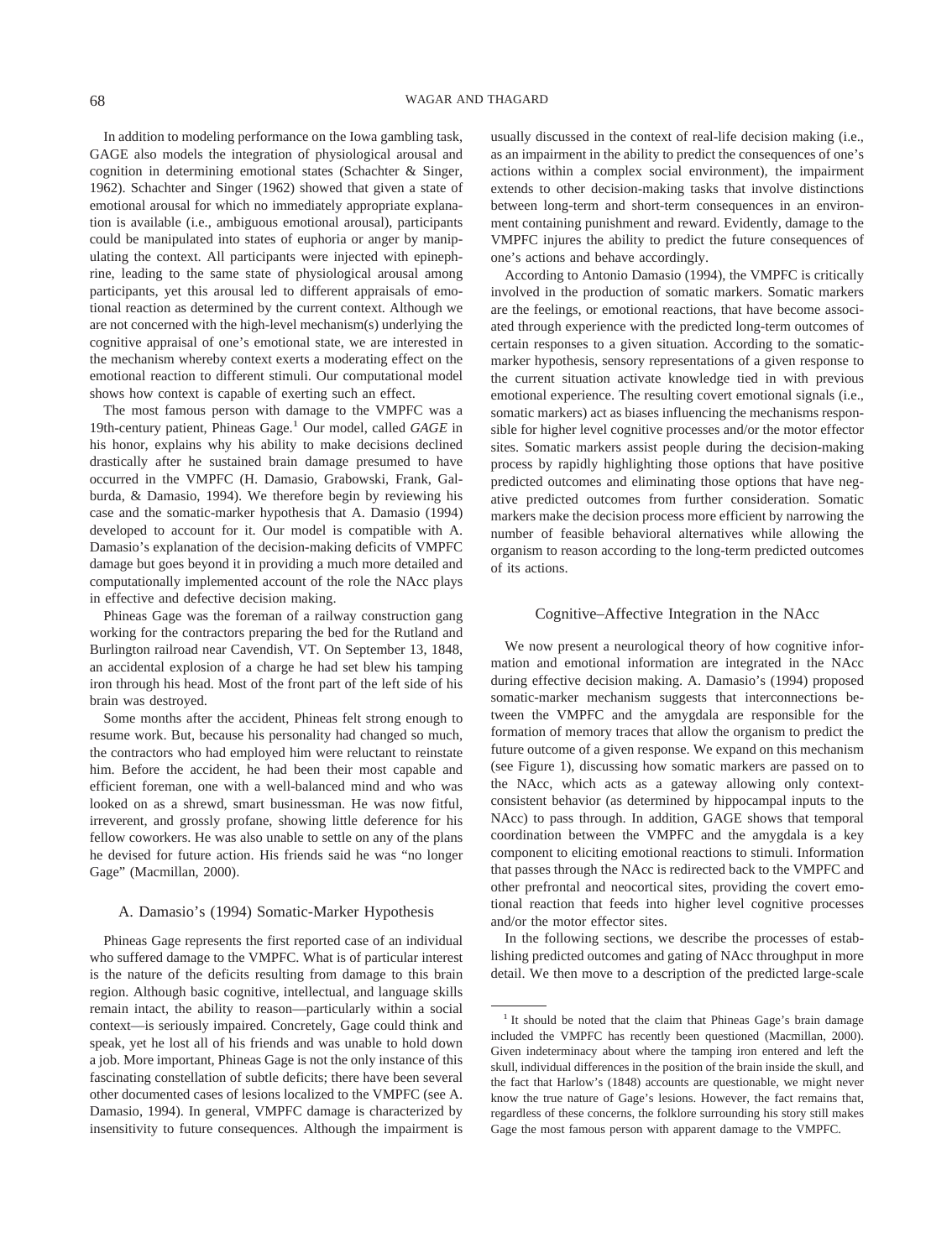In addition to modeling performance on the Iowa gambling task, GAGE also models the integration of physiological arousal and cognition in determining emotional states (Schachter & Singer, 1962). Schachter and Singer (1962) showed that given a state of emotional arousal for which no immediately appropriate explanation is available (i.e., ambiguous emotional arousal), participants could be manipulated into states of euphoria or anger by manipulating the context. All participants were injected with epinephrine, leading to the same state of physiological arousal among participants, yet this arousal led to different appraisals of emotional reaction as determined by the current context. Although we are not concerned with the high-level mechanism(s) underlying the cognitive appraisal of one's emotional state, we are interested in the mechanism whereby context exerts a moderating effect on the emotional reaction to different stimuli. Our computational model shows how context is capable of exerting such an effect.

The most famous person with damage to the VMPFC was a 19th-century patient, Phineas Gage.[1] Our model, called *GAGE* in his honor, explains why his ability to make decisions declined drastically after he sustained brain damage presumed to have occurred in the VMPFC (H. Damasio, Grabowski, Frank, Galburda, & Damasio, 1994). We therefore begin by reviewing his case and the somatic-marker hypothesis that A. Damasio (1994) developed to account for it. Our model is compatible with A. Damasio's explanation of the decision-making deficits of VMPFC damage but goes beyond it in providing a much more detailed and computationally implemented account of the role the NAcc plays in effective and defective decision making.

Phineas Gage was the foreman of a railway construction gang working for the contractors preparing the bed for the Rutland and Burlington railroad near Cavendish, VT. On September 13, 1848, an accidental explosion of a charge he had set blew his tamping iron through his head. Most of the front part of the left side of his brain was destroyed.

Some months after the accident, Phineas felt strong enough to resume work. But, because his personality had changed so much, the contractors who had employed him were reluctant to reinstate him. Before the accident, he had been their most capable and efficient foreman, one with a well-balanced mind and who was looked on as a shrewd, smart businessman. He was now fitful, irreverent, and grossly profane, showing little deference for his fellow coworkers. He was also unable to settle on any of the plans he devised for future action. His friends said he was "no longer Gage" (Macmillan, 2000).

## A. Damasio's (1994) Somatic-Marker Hypothesis

Phineas Gage represents the first reported case of an individual who suffered damage to the VMPFC. What is of particular interest is the nature of the deficits resulting from damage to this brain region. Although basic cognitive, intellectual, and language skills remain intact, the ability to reason—particularly within a social context—is seriously impaired. Concretely, Gage could think and speak, yet he lost all of his friends and was unable to hold down a job. More important, Phineas Gage is not the only instance of this fascinating constellation of subtle deficits; there have been several other documented cases of lesions localized to the VMPFC (see A. Damasio, 1994). In general, VMPFC damage is characterized by insensitivity to future consequences. Although the impairment is usually discussed in the context of real-life decision making (i.e., as an impairment in the ability to predict the consequences of one's actions within a complex social environment), the impairment extends to other decision-making tasks that involve distinctions between long-term and short-term consequences in an environment containing punishment and reward. Evidently, damage to the VMPFC injures the ability to predict the future consequences of one's actions and behave accordingly.

According to Antonio Damasio (1994), the VMPFC is critically involved in the production of somatic markers. Somatic markers are the feelings, or emotional reactions, that have become associated through experience with the predicted long-term outcomes of certain responses to a given situation. According to the somatic-marker hypothesis, sensory representations of a given response to the current situation activate knowledge tied in with previous emotional experience. The resulting covert emotional signals (i.e., somatic markers) act as biases influencing the mechanisms responsible for higher level cognitive processes and/or the motor effector sites. Somatic markers assist people during the decision-making process by rapidly highlighting those options that have positive predicted outcomes and eliminating those options that have negative predicted outcomes from further consideration. Somatic markers make the decision process more efficient by narrowing the number of feasible behavioral alternatives while allowing the organism to reason according to the long-term predicted outcomes of its actions.

## Cognitive–Affective Integration in the NAcc

We now present a neurological theory of how cognitive information and emotional information are integrated in the NAcc during effective decision making. A. Damasio's (1994) proposed somatic-marker mechanism suggests that interconnections between the VMPFC and the amygdala are responsible for the formation of memory traces that allow the organism to predict the future outcome of a given response. We expand on this mechanism (see Figure 1), discussing how somatic markers are passed on to the NAcc, which acts as a gateway allowing only context-consistent behavior (as determined by hippocampal inputs to the NAcc) to pass through. In addition, GAGE shows that temporal coordination between the VMPFC and the amygdala is a key component to eliciting emotional reactions to stimuli. Information that passes through the NAcc is redirected back to the VMPFC and other prefrontal and neocortical sites, providing the covert emotional reaction that feeds into higher level cognitive processes and/or the motor effector sites.

In the following sections, we describe the processes of establishing predicted outcomes and gating of NAcc throughput in more detail. We then move to a description of the predicted large-scale

---

[1] It should be noted that the claim that Phineas Gage's brain damage included the VMPFC has recently been questioned (Macmillan, 2000). Given indeterminacy about where the tamping iron entered and left the skull, individual differences in the position of the brain inside the skull, and the fact that Harlow's (1848) accounts are questionable, we might never know the true nature of Gage's lesions. However, the fact remains that, regardless of these concerns, the folklore surrounding his story still makes Gage the most famous person with apparent damage to the VMPFC.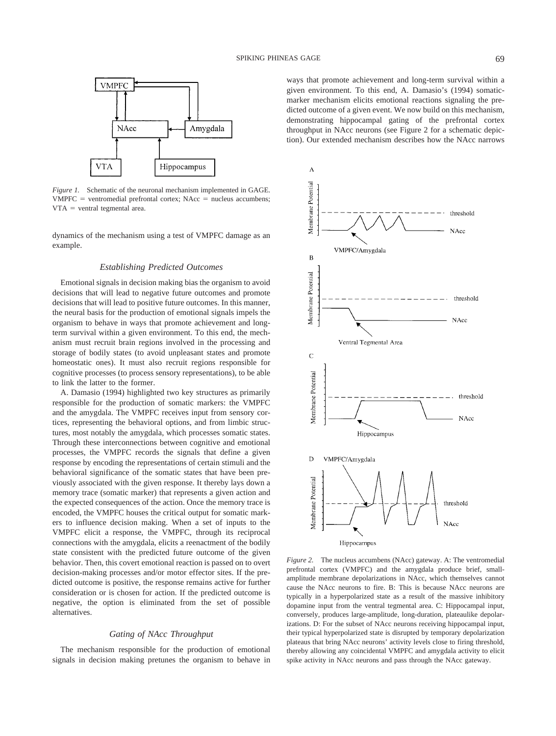VMPFC

NAcc

Amygdala

VTA

Hippocampus

*Figure 1.* Schematic of the neuronal mechanism implemented in GAGE. VMPFC = ventromedial prefrontal cortex; NAcc = nucleus accumbens; VTA = ventral tegmental area.

dynamics of the mechanism using a test of VMPFC damage as an example.

### *Establishing Predicted Outcomes*

Emotional signals in decision making bias the organism to avoid decisions that will lead to negative future outcomes and promote decisions that will lead to positive future outcomes. In this manner, the neural basis for the production of emotional signals impels the organism to behave in ways that promote achievement and long-term survival within a given environment. To this end, the mechanism must recruit brain regions involved in the processing and storage of bodily states (to avoid unpleasant states and promote homeostatic ones). It must also recruit regions responsible for cognitive processes (to process sensory representations), to be able to link the latter to the former.

A. Damasio (1994) highlighted two key structures as primarily responsible for the production of somatic markers: the VMPFC and the amygdala. The VMPFC receives input from sensory cortices, representing the behavioral options, and from limbic structures, most notably the amygdala, which processes somatic states. Through these interconnections between cognitive and emotional processes, the VMPFC records the signals that define a given response by encoding the representations of certain stimuli and the behavioral significance of the somatic states that have been previously associated with the given response. It thereby lays down a memory trace (somatic marker) that represents a given action and the expected consequences of the action. Once the memory trace is encoded, the VMPFC houses the critical output for somatic markers to influence decision making. When a set of inputs to the VMPFC elicit a response, the VMPFC, through its reciprocal connections with the amygdala, elicits a reenactment of the bodily state consistent with the predicted future outcome of the given behavior. Then, this covert emotional reaction is passed on to overt decision-making processes and/or motor effector sites. If the predicted outcome is positive, the response remains active for further consideration or is chosen for action. If the predicted outcome is negative, the option is eliminated from the set of possible alternatives.

### *Gating of NAcc Throughput*

The mechanism responsible for the production of emotional signals in decision making pretunes the organism to behave in ways that promote achievement and long-term survival within a given environment. To this end, A. Damasio's (1994) somatic-marker mechanism elicits emotional reactions signaling the predicted outcome of a given event. We now build on this mechanism, demonstrating hippocampal gating of the prefrontal cortex throughput in NAcc neurons (see Figure 2 for a schematic depiction). Our extended mechanism describes how the NAcc narrows

A

Membrane Potential

threshold

NAcc

VMPFC/Amygdala

B

Membrane Potential

threshold

NAcc

Ventral Tegmental Area

C

Membrane Potential

threshold

NAcc

Hippocampus

D

VMPFC/Amygdala

Membrane Potential

threshold

NAcc

Hippocampus

*Figure 2.* The nucleus accumbens (NAcc) gateway. A: The ventromedial prefrontal cortex (VMPFC) and the amygdala produce brief, small-amplitude membrane depolarizations in NAcc, which themselves cannot cause the NAcc neurons to fire. B: This is because NAcc neurons are typically in a hyperpolarized state as a result of the massive inhibitory dopamine input from the ventral tegmental area. C: Hippocampal input, conversely, produces large-amplitude, long-duration, plateaulike depolarizations. D: For the subset of NAcc neurons receiving hippocampal input, their typical hyperpolarized state is disrupted by temporary depolarization plateaus that bring NAcc neurons' activity levels close to firing threshold, thereby allowing any coincidental VMPFC and amygdala activity to elicit spike activity in NAcc neurons and pass through the NAcc gateway.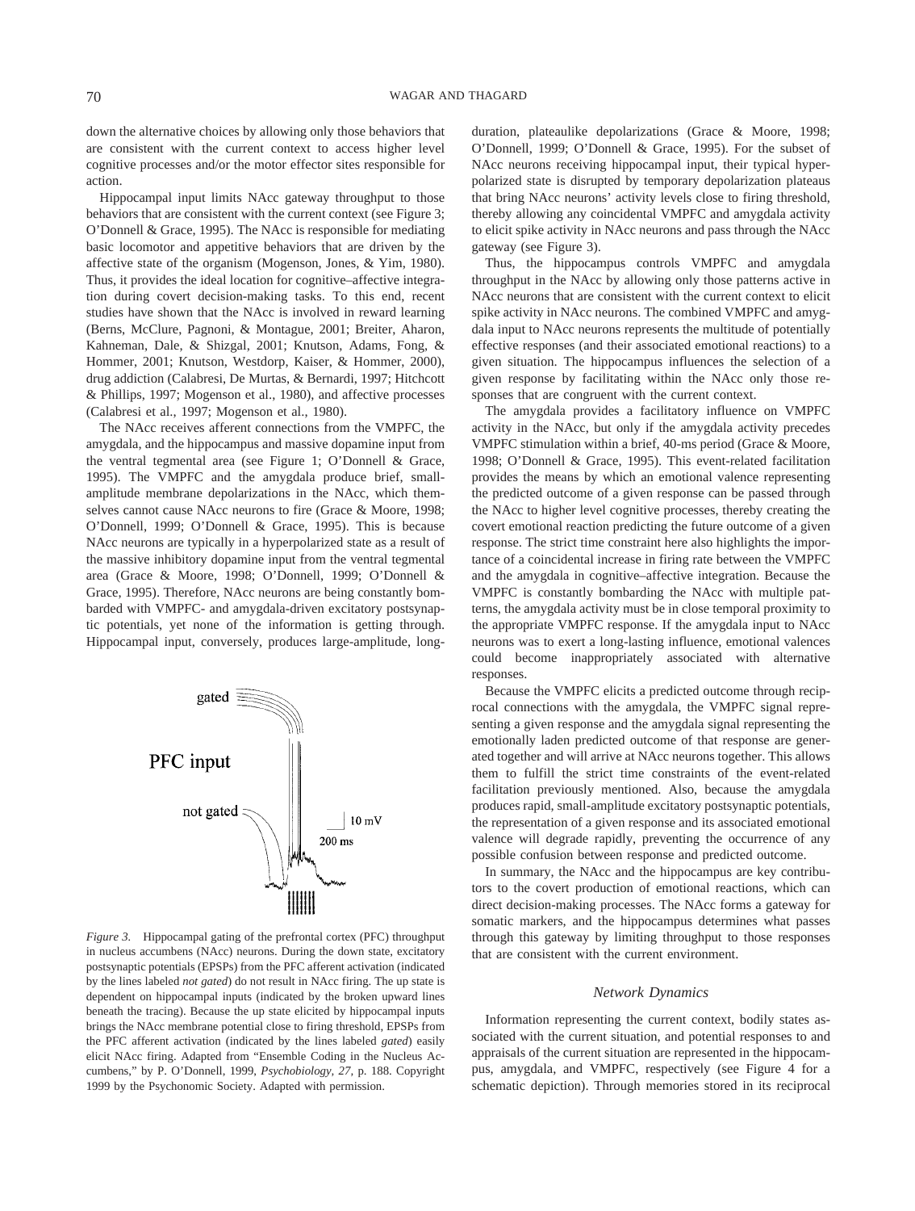down the alternative choices by allowing only those behaviors that are consistent with the current context to access higher level cognitive processes and/or the motor effector sites responsible for action.

Hippocampal input limits NAcc gateway throughput to those behaviors that are consistent with the current context (see Figure 3; O'Donnell & Grace, 1995). The NAcc is responsible for mediating basic locomotor and appetitive behaviors that are driven by the affective state of the organism (Mogenson, Jones, & Yim, 1980). Thus, it provides the ideal location for cognitive–affective integration during covert decision-making tasks. To this end, recent studies have shown that the NAcc is involved in reward learning (Berns, McClure, Pagnoni, & Montague, 2001; Breiter, Aharon, Kahneman, Dale, & Shizgal, 2001; Knutson, Adams, Fong, & Hommer, 2001; Knutson, Westdorp, Kaiser, & Hommer, 2000), drug addiction (Calabresi, De Murtas, & Bernardi, 1997; Hitchcott & Phillips, 1997; Mogenson et al., 1980), and affective processes (Calabresi et al., 1997; Mogenson et al., 1980).

The NAcc receives afferent connections from the VMPFC, the amygdala, and the hippocampus and massive dopamine input from the ventral tegmental area (see Figure 1; O'Donnell & Grace, 1995). The VMPFC and the amygdala produce brief, small-amplitude membrane depolarizations in the NAcc, which themselves cannot cause NAcc neurons to fire (Grace & Moore, 1998; O'Donnell, 1999; O'Donnell & Grace, 1995). This is because NAcc neurons are typically in a hyperpolarized state as a result of the massive inhibitory dopamine input from the ventral tegmental area (Grace & Moore, 1998; O'Donnell, 1999; O'Donnell & Grace, 1995). Therefore, NAcc neurons are being constantly bombarded with VMPFC- and amygdala-driven excitatory postsynaptic potentials, yet none of the information is getting through. Hippocampal input, conversely, produces large-amplitude, long-duration, plateaulike depolarizations (Grace & Moore, 1998; O'Donnell, 1999; O'Donnell & Grace, 1995). For the subset of NAcc neurons receiving hippocampal input, their typical hyperpolarized state is disrupted by temporary depolarization plateaus that bring NAcc neurons' activity levels close to firing threshold, thereby allowing any coincidental VMPFC and amygdala activity to elicit spike activity in NAcc neurons and pass through the NAcc gateway (see Figure 3).

*Figure 3.* Hippocampal gating of the prefrontal cortex (PFC) throughput in nucleus accumbens (NAcc) neurons. During the down state, excitatory postsynaptic potentials (EPSPs) from the PFC afferent activation (indicated by the lines labeled *not gated*) do not result in NAcc firing. The up state is dependent on hippocampal inputs (indicated by the broken upward lines beneath the tracing). Because the up state elicited by hippocampal inputs brings the NAcc membrane potential close to firing threshold, EPSPs from the PFC afferent activation (indicated by the lines labeled *gated*) easily elicit NAcc firing. Adapted from "Ensemble Coding in the Nucleus Accumbens," by P. O'Donnell, 1999, *Psychobiology, 27,* p. 188. Copyright 1999 by the Psychonomic Society. Adapted with permission.

Thus, the hippocampus controls VMPFC and amygdala throughput in the NAcc by allowing only those patterns active in NAcc neurons that are consistent with the current context to elicit spike activity in NAcc neurons. The combined VMPFC and amygdala input to NAcc neurons represents the multitude of potentially effective responses (and their associated emotional reactions) to a given situation. The hippocampus influences the selection of a given response by facilitating within the NAcc only those responses that are congruent with the current context.

The amygdala provides a facilitatory influence on VMPFC activity in the NAcc, but only if the amygdala activity precedes VMPFC stimulation within a brief, 40-ms period (Grace & Moore, 1998; O'Donnell & Grace, 1995). This event-related facilitation provides the means by which an emotional valence representing the predicted outcome of a given response can be passed through the NAcc to higher level cognitive processes, thereby creating the covert emotional reaction predicting the future outcome of a given response. The strict time constraint here also highlights the importance of a coincidental increase in firing rate between the VMPFC and the amygdala in cognitive–affective integration. Because the VMPFC is constantly bombarding the NAcc with multiple patterns, the amygdala activity must be in close temporal proximity to the appropriate VMPFC response. If the amygdala input to NAcc neurons was to exert a long-lasting influence, emotional valences could become inappropriately associated with alternative responses.

Because the VMPFC elicits a predicted outcome through reciprocal connections with the amygdala, the VMPFC signal representing a given response and the amygdala signal representing the emotionally laden predicted outcome of that response are generated together and will arrive at NAcc neurons together. This allows them to fulfill the strict time constraints of the event-related facilitation previously mentioned. Also, because the amygdala produces rapid, small-amplitude excitatory postsynaptic potentials, the representation of a given response and its associated emotional valence will degrade rapidly, preventing the occurrence of any possible confusion between response and predicted outcome.

In summary, the NAcc and the hippocampus are key contributors to the covert production of emotional reactions, which can direct decision-making processes. The NAcc forms a gateway for somatic markers, and the hippocampus determines what passes through this gateway by limiting throughput to those responses that are consistent with the current environment.

### *Network Dynamics*

Information representing the current context, bodily states associated with the current situation, and potential responses to and appraisals of the current situation are represented in the hippocampus, amygdala, and VMPFC, respectively (see Figure 4 for a schematic depiction). Through memories stored in its reciprocal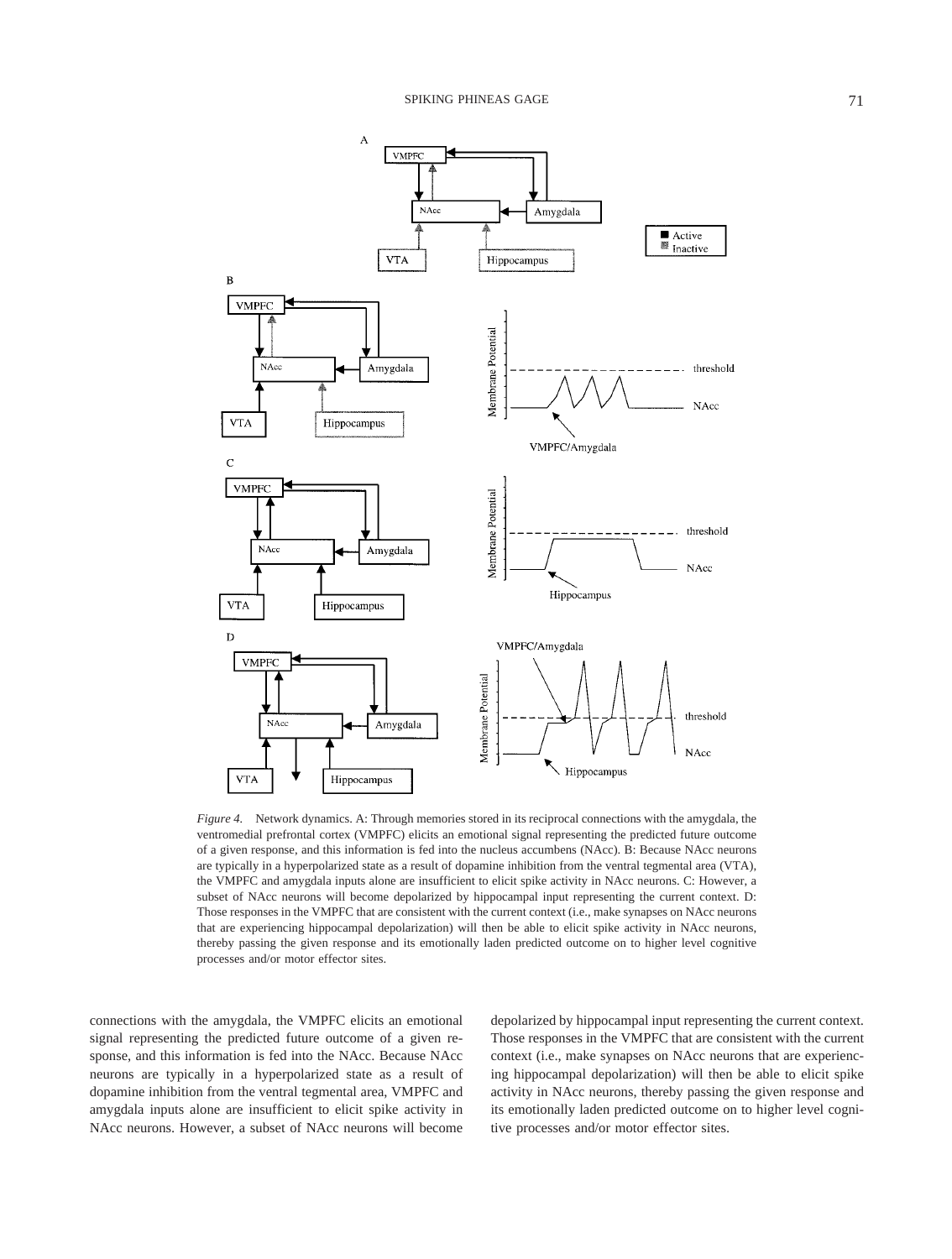A

VMPFC

NAcc

Amygdala

VTA

Hippocampus

■ Active
▒ Inactive

B

VMPFC

NAcc

Amygdala

VTA

Hippocampus

Membrane Potential

threshold

NAcc

VMPFC/Amygdala

C

VMPFC

NAcc

Amygdala

VTA

Hippocampus

Membrane Potential

threshold

NAcc

Hippocampus

D

VMPFC

NAcc

Amygdala

VTA

Hippocampus

VMPFC/Amygdala

Membrane Potential

threshold

NAcc

Hippocampus

*Figure 4.* Network dynamics. A: Through memories stored in its reciprocal connections with the amygdala, the ventromedial prefrontal cortex (VMPFC) elicits an emotional signal representing the predicted future outcome of a given response, and this information is fed into the nucleus accumbens (NAcc). B: Because NAcc neurons are typically in a hyperpolarized state as a result of dopamine inhibition from the ventral tegmental area (VTA), the VMPFC and amygdala inputs alone are insufficient to elicit spike activity in NAcc neurons. C: However, a subset of NAcc neurons will become depolarized by hippocampal input representing the current context. D: Those responses in the VMPFC that are consistent with the current context (i.e., make synapses on NAcc neurons that are experiencing hippocampal depolarization) will then be able to elicit spike activity in NAcc neurons, thereby passing the given response and its emotionally laden predicted outcome on to higher level cognitive processes and/or motor effector sites.

connections with the amygdala, the VMPFC elicits an emotional signal representing the predicted future outcome of a given response, and this information is fed into the NAcc. Because NAcc neurons are typically in a hyperpolarized state as a result of dopamine inhibition from the ventral tegmental area, VMPFC and amygdala inputs alone are insufficient to elicit spike activity in NAcc neurons. However, a subset of NAcc neurons will become depolarized by hippocampal input representing the current context. Those responses in the VMPFC that are consistent with the current context (i.e., make synapses on NAcc neurons that are experiencing hippocampal depolarization) will then be able to elicit spike activity in NAcc neurons, thereby passing the given response and its emotionally laden predicted outcome on to higher level cognitive processes and/or motor effector sites.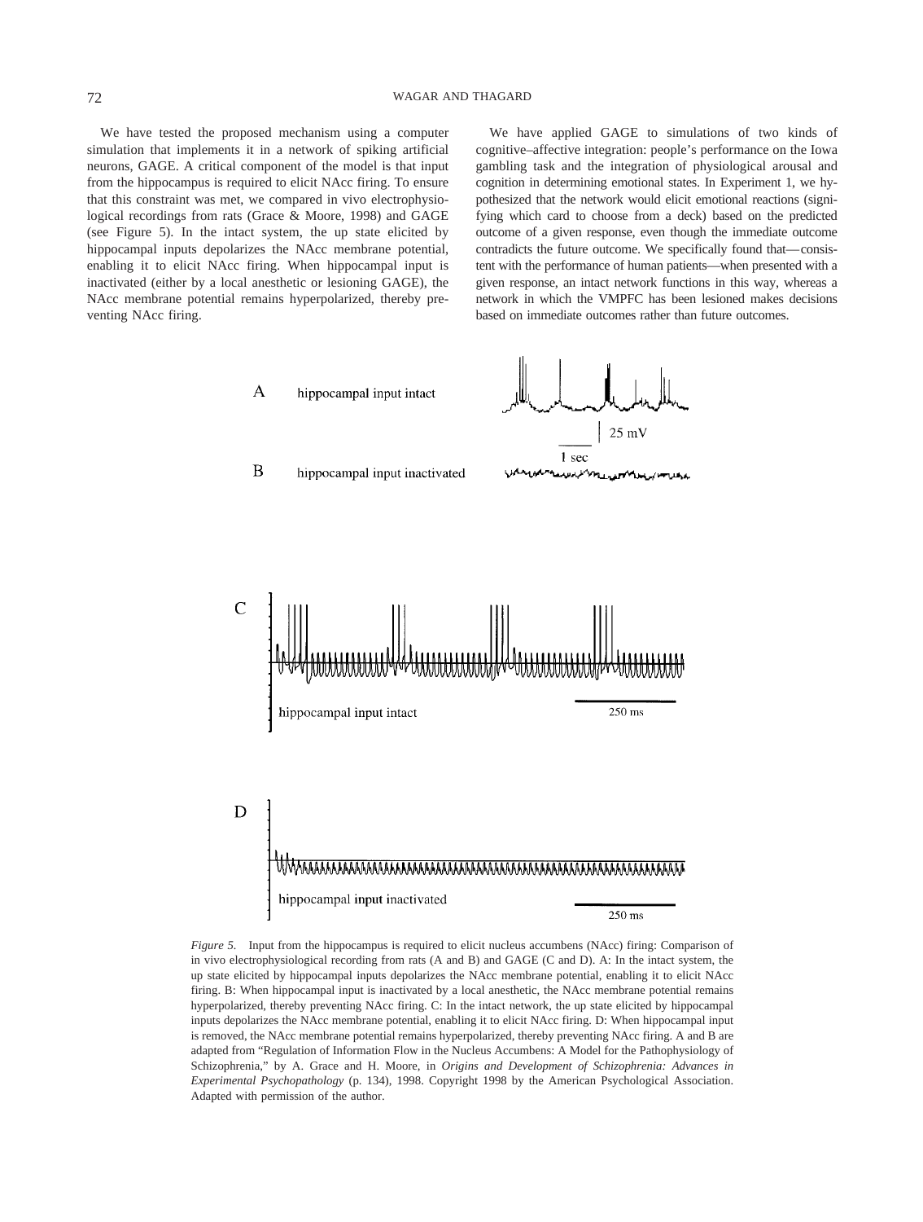We have tested the proposed mechanism using a computer simulation that implements it in a network of spiking artificial neurons, GAGE. A critical component of the model is that input from the hippocampus is required to elicit NAcc firing. To ensure that this constraint was met, we compared in vivo electrophysiological recordings from rats (Grace & Moore, 1998) and GAGE (see Figure 5). In the intact system, the up state elicited by hippocampal inputs depolarizes the NAcc membrane potential, enabling it to elicit NAcc firing. When hippocampal input is inactivated (either by a local anesthetic or lesioning GAGE), the NAcc membrane potential remains hyperpolarized, thereby preventing NAcc firing.

We have applied GAGE to simulations of two kinds of cognitive–affective integration: people's performance on the Iowa gambling task and the integration of physiological arousal and cognition in determining emotional states. In Experiment 1, we hypothesized that the network would elicit emotional reactions (signifying which card to choose from a deck) based on the predicted outcome of a given response, even though the immediate outcome contradicts the future outcome. We specifically found that—consistent with the performance of human patients—when presented with a given response, an intact network functions in this way, whereas a network in which the VMPFC has been lesioned makes decisions based on immediate outcomes rather than future outcomes.

A hippocampal input intact

25 mV

1 sec

B hippocampal input inactivated

C

hippocampal input intact

250 ms

D

hippocampal input inactivated

250 ms

*Figure 5.* Input from the hippocampus is required to elicit nucleus accumbens (NAcc) firing: Comparison of in vivo electrophysiological recording from rats (A and B) and GAGE (C and D). A: In the intact system, the up state elicited by hippocampal inputs depolarizes the NAcc membrane potential, enabling it to elicit NAcc firing. B: When hippocampal input is inactivated by a local anesthetic, the NAcc membrane potential remains hyperpolarized, thereby preventing NAcc firing. C: In the intact network, the up state elicited by hippocampal inputs depolarizes the NAcc membrane potential, enabling it to elicit NAcc firing. D: When hippocampal input is removed, the NAcc membrane potential remains hyperpolarized, thereby preventing NAcc firing. A and B are adapted from "Regulation of Information Flow in the Nucleus Accumbens: A Model for the Pathophysiology of Schizophrenia," by A. Grace and H. Moore, in *Origins and Development of Schizophrenia: Advances in Experimental Psychopathology* (p. 134), 1998. Copyright 1998 by the American Psychological Association. Adapted with permission of the author.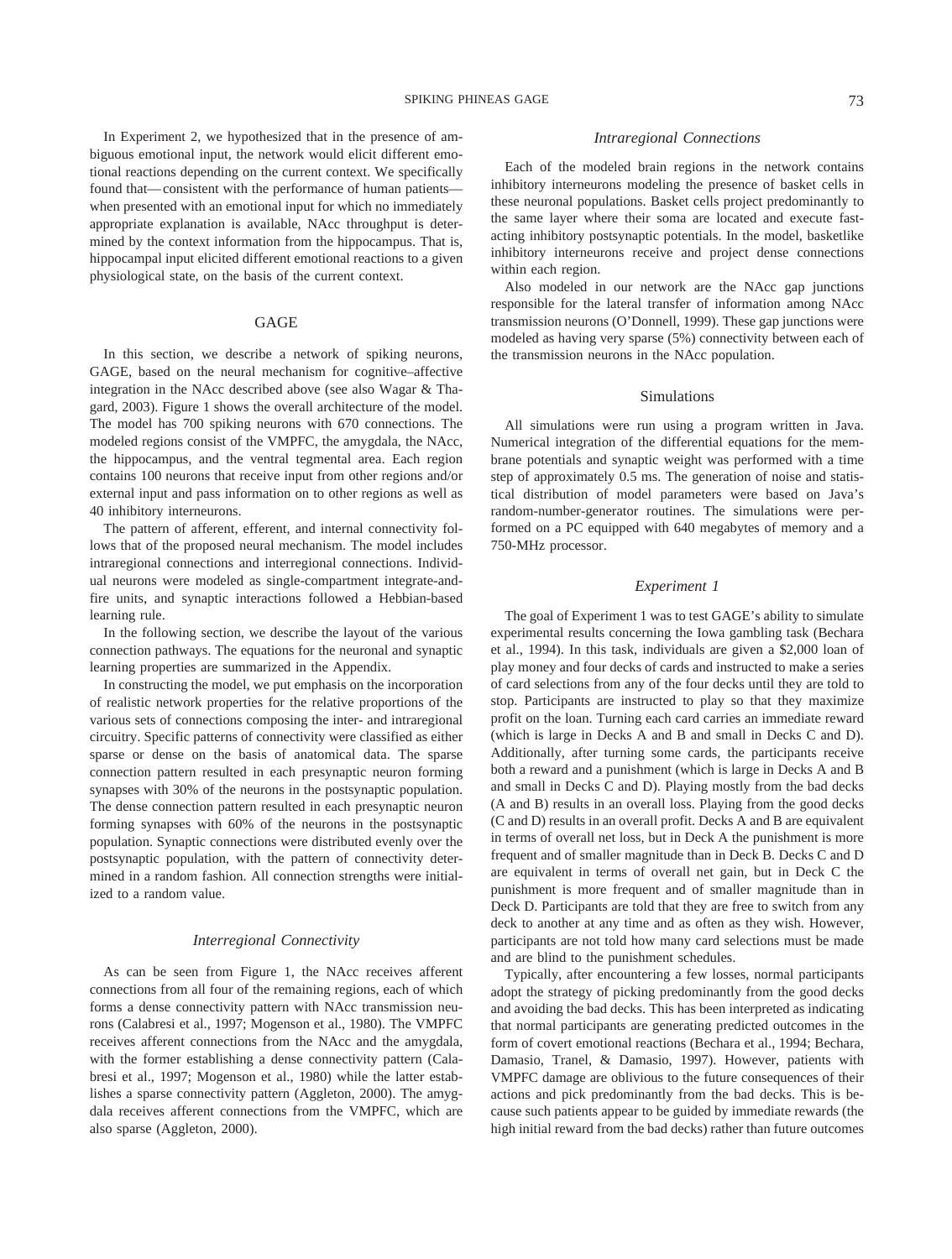In Experiment 2, we hypothesized that in the presence of ambiguous emotional input, the network would elicit different emotional reactions depending on the current context. We specifically found that—consistent with the performance of human patients—when presented with an emotional input for which no immediately appropriate explanation is available, NAcc throughput is determined by the context information from the hippocampus. That is, hippocampal input elicited different emotional reactions to a given physiological state, on the basis of the current context.

## GAGE

In this section, we describe a network of spiking neurons, GAGE, based on the neural mechanism for cognitive–affective integration in the NAcc described above (see also Wagar & Thagard, 2003). Figure 1 shows the overall architecture of the model. The model has 700 spiking neurons with 670 connections. The modeled regions consist of the VMPFC, the amygdala, the NAcc, the hippocampus, and the ventral tegmental area. Each region contains 100 neurons that receive input from other regions and/or external input and pass information on to other regions as well as 40 inhibitory interneurons.

The pattern of afferent, efferent, and internal connectivity follows that of the proposed neural mechanism. The model includes intraregional connections and interregional connections. Individual neurons were modeled as single-compartment integrate-and-fire units, and synaptic interactions followed a Hebbian-based learning rule.

In the following section, we describe the layout of the various connection pathways. The equations for the neuronal and synaptic learning properties are summarized in the Appendix.

In constructing the model, we put emphasis on the incorporation of realistic network properties for the relative proportions of the various sets of connections composing the inter- and intraregional circuitry. Specific patterns of connectivity were classified as either sparse or dense on the basis of anatomical data. The sparse connection pattern resulted in each presynaptic neuron forming synapses with 30% of the neurons in the postsynaptic population. The dense connection pattern resulted in each presynaptic neuron forming synapses with 60% of the neurons in the postsynaptic population. Synaptic connections were distributed evenly over the postsynaptic population, with the pattern of connectivity determined in a random fashion. All connection strengths were initialized to a random value.

### *Interregional Connectivity*

As can be seen from Figure 1, the NAcc receives afferent connections from all four of the remaining regions, each of which forms a dense connectivity pattern with NAcc transmission neurons (Calabresi et al., 1997; Mogenson et al., 1980). The VMPFC receives afferent connections from the NAcc and the amygdala, with the former establishing a dense connectivity pattern (Calabresi et al., 1997; Mogenson et al., 1980) while the latter establishes a sparse connectivity pattern (Aggleton, 2000). The amygdala receives afferent connections from the VMPFC, which are also sparse (Aggleton, 2000).

### *Intraregional Connections*

Each of the modeled brain regions in the network contains inhibitory interneurons modeling the presence of basket cells in these neuronal populations. Basket cells project predominantly to the same layer where their soma are located and execute fast-acting inhibitory postsynaptic potentials. In the model, basketlike inhibitory interneurons receive and project dense connections within each region.

Also modeled in our network are the NAcc gap junctions responsible for the lateral transfer of information among NAcc transmission neurons (O'Donnell, 1999). These gap junctions were modeled as having very sparse (5%) connectivity between each of the transmission neurons in the NAcc population.

## Simulations

All simulations were run using a program written in Java. Numerical integration of the differential equations for the membrane potentials and synaptic weight was performed with a time step of approximately 0.5 ms. The generation of noise and statistical distribution of model parameters were based on Java's random-number-generator routines. The simulations were performed on a PC equipped with 640 megabytes of memory and a 750-MHz processor.

### *Experiment 1*

The goal of Experiment 1 was to test GAGE's ability to simulate experimental results concerning the Iowa gambling task (Bechara et al., 1994). In this task, individuals are given a $2,000 loan of play money and four decks of cards and instructed to make a series of card selections from any of the four decks until they are told to stop. Participants are instructed to play so that they maximize profit on the loan. Turning each card carries an immediate reward (which is large in Decks A and B and small in Decks C and D). Additionally, after turning some cards, the participants receive both a reward and a punishment (which is large in Decks A and B and small in Decks C and D). Playing mostly from the bad decks (A and B) results in an overall loss. Playing from the good decks (C and D) results in an overall profit. Decks A and B are equivalent in terms of overall net loss, but in Deck A the punishment is more frequent and of smaller magnitude than in Deck B. Decks C and D are equivalent in terms of overall net gain, but in Deck C the punishment is more frequent and of smaller magnitude than in Deck D. Participants are told that they are free to switch from any deck to another at any time and as often as they wish. However, participants are not told how many card selections must be made and are blind to the punishment schedules.

Typically, after encountering a few losses, normal participants adopt the strategy of picking predominantly from the good decks and avoiding the bad decks. This has been interpreted as indicating that normal participants are generating predicted outcomes in the form of covert emotional reactions (Bechara et al., 1994; Bechara, Damasio, Tranel, & Damasio, 1997). However, patients with VMPFC damage are oblivious to the future consequences of their actions and pick predominantly from the bad decks. This is because such patients appear to be guided by immediate rewards (the high initial reward from the bad decks) rather than future outcomes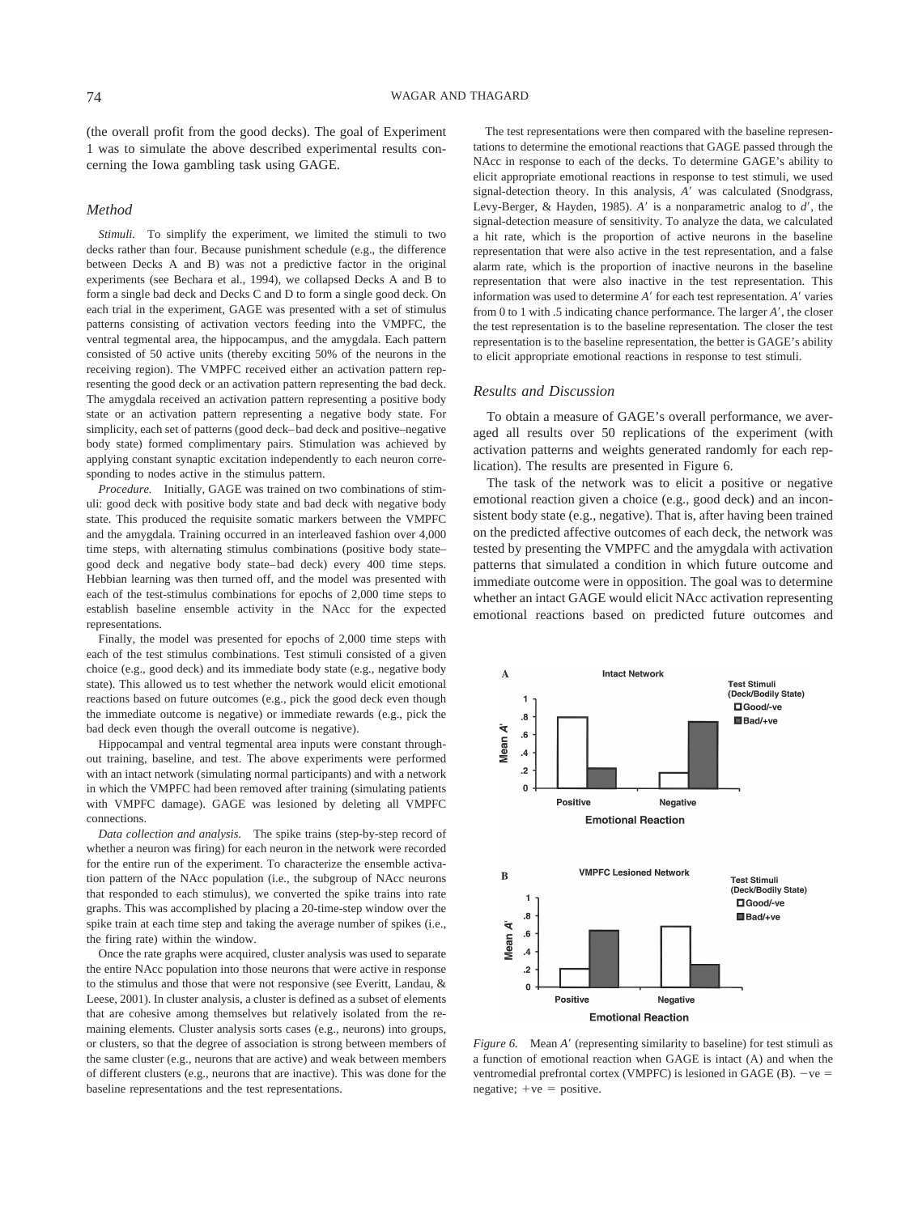(the overall profit from the good decks). The goal of Experiment 1 was to simulate the above described experimental results concerning the Iowa gambling task using GAGE.

### Method

*Stimuli.* To simplify the experiment, we limited the stimuli to two decks rather than four. Because punishment schedule (e.g., the difference between Decks A and B) was not a predictive factor in the original experiments (see Bechara et al., 1994), we collapsed Decks A and B to form a single bad deck and Decks C and D to form a single good deck. On each trial in the experiment, GAGE was presented with a set of stimulus patterns consisting of activation vectors feeding into the VMPFC, the ventral tegmental area, the hippocampus, and the amygdala. Each pattern consisted of 50 active units (thereby exciting 50% of the neurons in the receiving region). The VMPFC received either an activation pattern representing the good deck or an activation pattern representing the bad deck. The amygdala received an activation pattern representing a positive body state or an activation pattern representing a negative body state. For simplicity, each set of patterns (good deck–bad deck and positive–negative body state) formed complimentary pairs. Stimulation was achieved by applying constant synaptic excitation independently to each neuron corresponding to nodes active in the stimulus pattern.

*Procedure.* Initially, GAGE was trained on two combinations of stimuli: good deck with positive body state and bad deck with negative body state. This produced the requisite somatic markers between the VMPFC and the amygdala. Training occurred in an interleaved fashion over 4,000 time steps, with alternating stimulus combinations (positive body state–good deck and negative body state–bad deck) every 400 time steps. Hebbian learning was then turned off, and the model was presented with each of the test-stimulus combinations for epochs of 2,000 time steps to establish baseline ensemble activity in the NAcc for the expected representations.

Finally, the model was presented for epochs of 2,000 time steps with each of the test stimulus combinations. Test stimuli consisted of a given choice (e.g., good deck) and its immediate body state (e.g., negative body state). This allowed us to test whether the network would elicit emotional reactions based on future outcomes (e.g., pick the good deck even though the immediate outcome is negative) or immediate rewards (e.g., pick the bad deck even though the overall outcome is negative).

Hippocampal and ventral tegmental area inputs were constant throughout training, baseline, and test. The above experiments were performed with an intact network (simulating normal participants) and with a network in which the VMPFC had been removed after training (simulating patients with VMPFC damage). GAGE was lesioned by deleting all VMPFC connections.

*Data collection and analysis.* The spike trains (step-by-step record of whether a neuron was firing) for each neuron in the network were recorded for the entire run of the experiment. To characterize the ensemble activation pattern of the NAcc population (i.e., the subgroup of NAcc neurons that responded to each stimulus), we converted the spike trains into rate graphs. This was accomplished by placing a 20-time-step window over the spike train at each time step and taking the average number of spikes (i.e., the firing rate) within the window.

Once the rate graphs were acquired, cluster analysis was used to separate the entire NAcc population into those neurons that were active in response to the stimulus and those that were not responsive (see Everitt, Landau, & Leese, 2001). In cluster analysis, a cluster is defined as a subset of elements that are cohesive among themselves but relatively isolated from the remaining elements. Cluster analysis sorts cases (e.g., neurons) into groups, or clusters, so that the degree of association is strong between members of the same cluster (e.g., neurons that are active) and weak between members of different clusters (e.g., neurons that are inactive). This was done for the baseline representations and the test representations.

The test representations were then compared with the baseline representations to determine the emotional reactions that GAGE passed through the NAcc in response to each of the decks. To determine GAGE's ability to elicit appropriate emotional reactions in response to test stimuli, we used signal-detection theory. In this analysis, $A'$ was calculated (Snodgrass, Levy-Berger, & Hayden, 1985). $A'$ is a nonparametric analog to $d'$, the signal-detection measure of sensitivity. To analyze the data, we calculated a hit rate, which is the proportion of active neurons in the baseline representation that were also active in the test representation, and a false alarm rate, which is the proportion of inactive neurons in the baseline representation that were also inactive in the test representation. This information was used to determine $A'$ for each test representation. $A'$ varies from 0 to 1 with .5 indicating chance performance. The larger $A'$, the closer the test representation is to the baseline representation. The closer the test representation is to the baseline representation, the better is GAGE's ability to elicit appropriate emotional reactions in response to test stimuli.

### Results and Discussion

To obtain a measure of GAGE's overall performance, we averaged all results over 50 replications of the experiment (with activation patterns and weights generated randomly for each replication). The results are presented in Figure 6.

The task of the network was to elicit a positive or negative emotional reaction given a choice (e.g., good deck) and an inconsistent body state (e.g., negative). That is, after having been trained on the predicted affective outcomes of each deck, the network was tested by presenting the VMPFC and the amygdala with activation patterns that simulated a condition in which future outcome and immediate outcome were in opposition. The goal was to determine whether an intact GAGE would elicit NAcc activation representing emotional reactions based on predicted future outcomes and

*Figure 6.* Mean $A'$ (representing similarity to baseline) for test stimuli as a function of emotional reaction when GAGE is intact (A) and when the ventromedial prefrontal cortex (VMPFC) is lesioned in GAGE (B). −ve = negative; +ve = positive.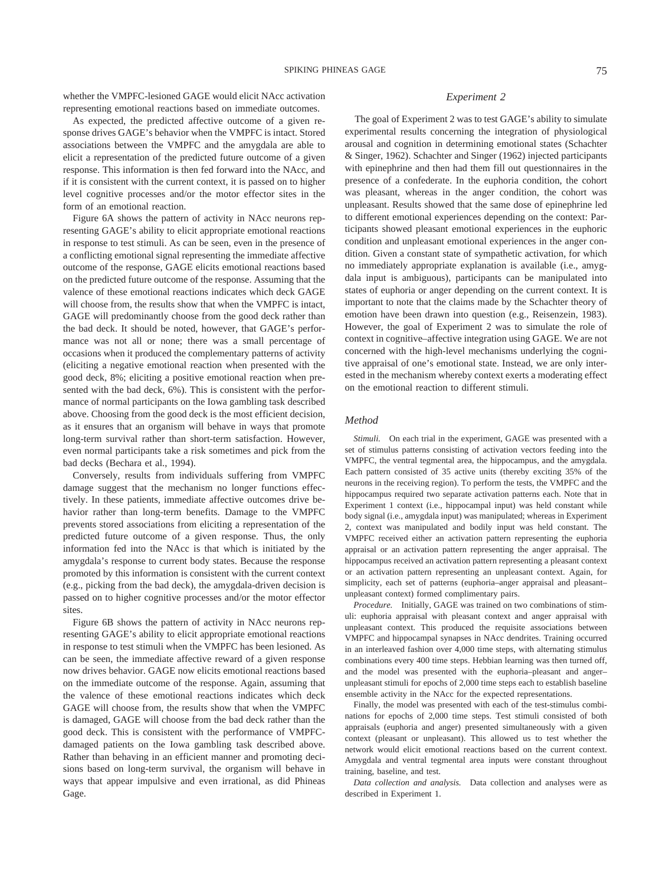whether the VMPFC-lesioned GAGE would elicit NAcc activation representing emotional reactions based on immediate outcomes.

As expected, the predicted affective outcome of a given response drives GAGE's behavior when the VMPFC is intact. Stored associations between the VMPFC and the amygdala are able to elicit a representation of the predicted future outcome of a given response. This information is then fed forward into the NAcc, and if it is consistent with the current context, it is passed on to higher level cognitive processes and/or the motor effector sites in the form of an emotional reaction.

Figure 6A shows the pattern of activity in NAcc neurons representing GAGE's ability to elicit appropriate emotional reactions in response to test stimuli. As can be seen, even in the presence of a conflicting emotional signal representing the immediate affective outcome of the response, GAGE elicits emotional reactions based on the predicted future outcome of the response. Assuming that the valence of these emotional reactions indicates which deck GAGE will choose from, the results show that when the VMPFC is intact, GAGE will predominantly choose from the good deck rather than the bad deck. It should be noted, however, that GAGE's performance was not all or none; there was a small percentage of occasions when it produced the complementary patterns of activity (eliciting a negative emotional reaction when presented with the good deck, 8%; eliciting a positive emotional reaction when presented with the bad deck, 6%). This is consistent with the performance of normal participants on the Iowa gambling task described above. Choosing from the good deck is the most efficient decision, as it ensures that an organism will behave in ways that promote long-term survival rather than short-term satisfaction. However, even normal participants take a risk sometimes and pick from the bad decks (Bechara et al., 1994).

Conversely, results from individuals suffering from VMPFC damage suggest that the mechanism no longer functions effectively. In these patients, immediate affective outcomes drive behavior rather than long-term benefits. Damage to the VMPFC prevents stored associations from eliciting a representation of the predicted future outcome of a given response. Thus, the only information fed into the NAcc is that which is initiated by the amygdala's response to current body states. Because the response promoted by this information is consistent with the current context (e.g., picking from the bad deck), the amygdala-driven decision is passed on to higher cognitive processes and/or the motor effector sites.

Figure 6B shows the pattern of activity in NAcc neurons representing GAGE's ability to elicit appropriate emotional reactions in response to test stimuli when the VMPFC has been lesioned. As can be seen, the immediate affective reward of a given response now drives behavior. GAGE now elicits emotional reactions based on the immediate outcome of the response. Again, assuming that the valence of these emotional reactions indicates which deck GAGE will choose from, the results show that when the VMPFC is damaged, GAGE will choose from the bad deck rather than the good deck. This is consistent with the performance of VMPFC-damaged patients on the Iowa gambling task described above. Rather than behaving in an efficient manner and promoting decisions based on long-term survival, the organism will behave in ways that appear impulsive and even irrational, as did Phineas Gage.

## *Experiment 2*

The goal of Experiment 2 was to test GAGE's ability to simulate experimental results concerning the integration of physiological arousal and cognition in determining emotional states (Schachter & Singer, 1962). Schachter and Singer (1962) injected participants with epinephrine and then had them fill out questionnaires in the presence of a confederate. In the euphoria condition, the cohort was pleasant, whereas in the anger condition, the cohort was unpleasant. Results showed that the same dose of epinephrine led to different emotional experiences depending on the context: Participants showed pleasant emotional experiences in the euphoric condition and unpleasant emotional experiences in the anger condition. Given a constant state of sympathetic activation, for which no immediately appropriate explanation is available (i.e., amygdala input is ambiguous), participants can be manipulated into states of euphoria or anger depending on the current context. It is important to note that the claims made by the Schachter theory of emotion have been drawn into question (e.g., Reisenzein, 1983). However, the goal of Experiment 2 was to simulate the role of context in cognitive–affective integration using GAGE. We are not concerned with the high-level mechanisms underlying the cognitive appraisal of one's emotional state. Instead, we are only interested in the mechanism whereby context exerts a moderating effect on the emotional reaction to different stimuli.

### *Method*

*Stimuli.* On each trial in the experiment, GAGE was presented with a set of stimulus patterns consisting of activation vectors feeding into the VMPFC, the ventral tegmental area, the hippocampus, and the amygdala. Each pattern consisted of 35 active units (thereby exciting 35% of the neurons in the receiving region). To perform the tests, the VMPFC and the hippocampus required two separate activation patterns each. Note that in Experiment 1 context (i.e., hippocampal input) was held constant while body signal (i.e., amygdala input) was manipulated; whereas in Experiment 2, context was manipulated and bodily input was held constant. The VMPFC received either an activation pattern representing the euphoria appraisal or an activation pattern representing the anger appraisal. The hippocampus received an activation pattern representing a pleasant context or an activation pattern representing an unpleasant context. Again, for simplicity, each set of patterns (euphoria–anger appraisal and pleasant–unpleasant context) formed complimentary pairs.

*Procedure.* Initially, GAGE was trained on two combinations of stimuli: euphoria appraisal with pleasant context and anger appraisal with unpleasant context. This produced the requisite associations between VMPFC and hippocampal synapses in NAcc dendrites. Training occurred in an interleaved fashion over 4,000 time steps, with alternating stimulus combinations every 400 time steps. Hebbian learning was then turned off, and the model was presented with the euphoria–pleasant and anger–unpleasant stimuli for epochs of 2,000 time steps each to establish baseline ensemble activity in the NAcc for the expected representations.

Finally, the model was presented with each of the test-stimulus combinations for epochs of 2,000 time steps. Test stimuli consisted of both appraisals (euphoria and anger) presented simultaneously with a given context (pleasant or unpleasant). This allowed us to test whether the network would elicit emotional reactions based on the current context. Amygdala and ventral tegmental area inputs were constant throughout training, baseline, and test.

*Data collection and analysis.* Data collection and analyses were as described in Experiment 1.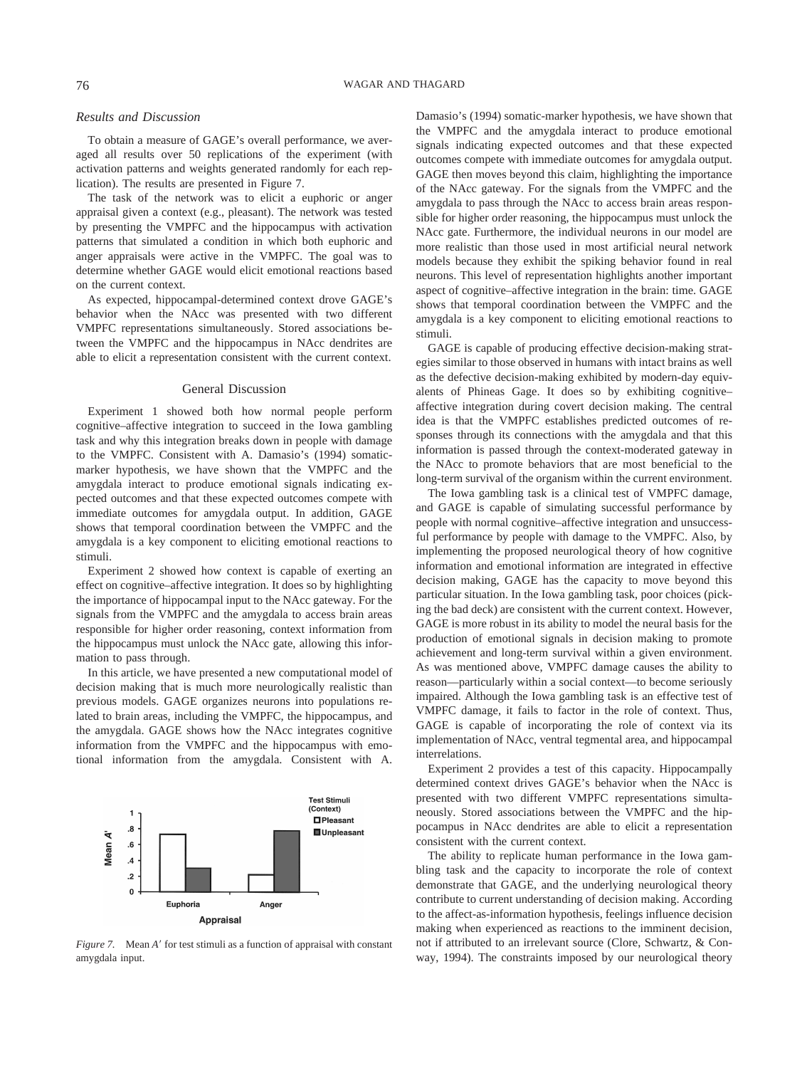### Results and Discussion

To obtain a measure of GAGE's overall performance, we averaged all results over 50 replications of the experiment (with activation patterns and weights generated randomly for each replication). The results are presented in Figure 7.

The task of the network was to elicit a euphoric or anger appraisal given a context (e.g., pleasant). The network was tested by presenting the VMPFC and the hippocampus with activation patterns that simulated a condition in which both euphoric and anger appraisals were active in the VMPFC. The goal was to determine whether GAGE would elicit emotional reactions based on the current context.

As expected, hippocampal-determined context drove GAGE's behavior when the NAcc was presented with two different VMPFC representations simultaneously. Stored associations between the VMPFC and the hippocampus in NAcc dendrites are able to elicit a representation consistent with the current context.

## General Discussion

Experiment 1 showed both how normal people perform cognitive–affective integration to succeed in the Iowa gambling task and why this integration breaks down in people with damage to the VMPFC. Consistent with A. Damasio's (1994) somatic-marker hypothesis, we have shown that the VMPFC and the amygdala interact to produce emotional signals indicating expected outcomes and that these expected outcomes compete with immediate outcomes for amygdala output. In addition, GAGE shows that temporal coordination between the VMPFC and the amygdala is a key component to eliciting emotional reactions to stimuli.

Experiment 2 showed how context is capable of exerting an effect on cognitive–affective integration. It does so by highlighting the importance of hippocampal input to the NAcc gateway. For the signals from the VMPFC and the amygdala to access brain areas responsible for higher order reasoning, context information from the hippocampus must unlock the NAcc gate, allowing this information to pass through.

In this article, we have presented a new computational model of decision making that is much more neurologically realistic than previous models. GAGE organizes neurons into populations related to brain areas, including the VMPFC, the hippocampus, and the amygdala. GAGE shows how the NAcc integrates cognitive information from the VMPFC and the hippocampus with emotional information from the amygdala. Consistent with A. Damasio's (1994) somatic-marker hypothesis, we have shown that the VMPFC and the amygdala interact to produce emotional signals indicating expected outcomes and that these expected outcomes compete with immediate outcomes for amygdala output. GAGE then moves beyond this claim, highlighting the importance of the NAcc gateway. For the signals from the VMPFC and the amygdala to pass through the NAcc to access brain areas responsible for higher order reasoning, the hippocampus must unlock the NAcc gate. Furthermore, the individual neurons in our model are more realistic than those used in most artificial neural network models because they exhibit the spiking behavior found in real neurons. This level of representation highlights another important aspect of cognitive–affective integration in the brain: time. GAGE shows that temporal coordination between the VMPFC and the amygdala is a key component to eliciting emotional reactions to stimuli.

GAGE is capable of producing effective decision-making strategies similar to those observed in humans with intact brains as well as the defective decision-making exhibited by modern-day equivalents of Phineas Gage. It does so by exhibiting cognitive–affective integration during covert decision making. The central idea is that the VMPFC establishes predicted outcomes of responses through its connections with the amygdala and that this information is passed through the context-moderated gateway in the NAcc to promote behaviors that are most beneficial to the long-term survival of the organism within the current environment.

The Iowa gambling task is a clinical test of VMPFC damage, and GAGE is capable of simulating successful performance by people with normal cognitive–affective integration and unsuccessful performance by people with damage to the VMPFC. Also, by implementing the proposed neurological theory of how cognitive information and emotional information are integrated in effective decision making, GAGE has the capacity to move beyond this particular situation. In the Iowa gambling task, poor choices (picking the bad deck) are consistent with the current context. However, GAGE is more robust in its ability to model the neural basis for the production of emotional signals in decision making to promote achievement and long-term survival within a given environment. As was mentioned above, VMPFC damage causes the ability to reason—particularly within a social context—to become seriously impaired. Although the Iowa gambling task is an effective test of VMPFC damage, it fails to factor in the role of context. Thus, GAGE is capable of incorporating the role of context via its implementation of NAcc, ventral tegmental area, and hippocampal interrelations.

Experiment 2 provides a test of this capacity. Hippocampally determined context drives GAGE's behavior when the NAcc is presented with two different VMPFC representations simultaneously. Stored associations between the VMPFC and the hippocampus in NAcc dendrites are able to elicit a representation consistent with the current context.

The ability to replicate human performance in the Iowa gambling task and the capacity to incorporate the role of context demonstrate that GAGE, and the underlying neurological theory contribute to current understanding of decision making. According to the affect-as-information hypothesis, feelings influence decision making when experienced as reactions to the imminent decision, not if attributed to an irrelevant source (Clore, Schwartz, & Conway, 1994). The constraints imposed by our neurological theory

Test Stimuli (Context)
Pleasant
Unpleasant
Mean $A'$
1
.8
.6
.4
.2
0
Euphoria
Anger
Appraisal

*Figure 7.* Mean $A'$ for test stimuli as a function of appraisal with constant amygdala input.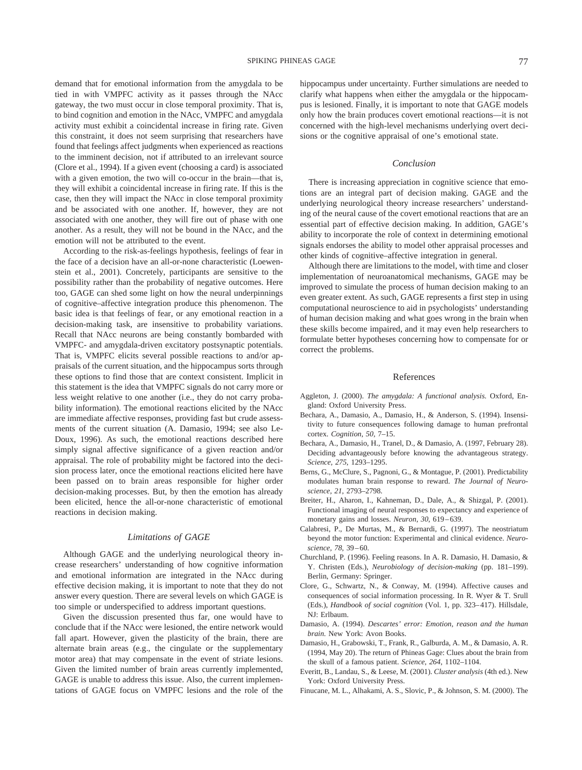demand that for emotional information from the amygdala to be tied in with VMPFC activity as it passes through the NAcc gateway, the two must occur in close temporal proximity. That is, to bind cognition and emotion in the NAcc, VMPFC and amygdala activity must exhibit a coincidental increase in firing rate. Given this constraint, it does not seem surprising that researchers have found that feelings affect judgments when experienced as reactions to the imminent decision, not if attributed to an irrelevant source (Clore et al., 1994). If a given event (choosing a card) is associated with a given emotion, the two will co-occur in the brain—that is, they will exhibit a coincidental increase in firing rate. If this is the case, then they will impact the NAcc in close temporal proximity and be associated with one another. If, however, they are not associated with one another, they will fire out of phase with one another. As a result, they will not be bound in the NAcc, and the emotion will not be attributed to the event.

According to the risk-as-feelings hypothesis, feelings of fear in the face of a decision have an all-or-none characteristic (Loewenstein et al., 2001). Concretely, participants are sensitive to the possibility rather than the probability of negative outcomes. Here too, GAGE can shed some light on how the neural underpinnings of cognitive–affective integration produce this phenomenon. The basic idea is that feelings of fear, or any emotional reaction in a decision-making task, are insensitive to probability variations. Recall that NAcc neurons are being constantly bombarded with VMPFC- and amygdala-driven excitatory postsynaptic potentials. That is, VMPFC elicits several possible reactions to and/or appraisals of the current situation, and the hippocampus sorts through these options to find those that are context consistent. Implicit in this statement is the idea that VMPFC signals do not carry more or less weight relative to one another (i.e., they do not carry probability information). The emotional reactions elicited by the NAcc are immediate affective responses, providing fast but crude assessments of the current situation (A. Damasio, 1994; see also LeDoux, 1996). As such, the emotional reactions described here simply signal affective significance of a given reaction and/or appraisal. The role of probability might be factored into the decision process later, once the emotional reactions elicited here have been passed on to brain areas responsible for higher order decision-making processes. But, by then the emotion has already been elicited, hence the all-or-none characteristic of emotional reactions in decision making.

### *Limitations of GAGE*

Although GAGE and the underlying neurological theory increase researchers' understanding of how cognitive information and emotional information are integrated in the NAcc during effective decision making, it is important to note that they do not answer every question. There are several levels on which GAGE is too simple or underspecified to address important questions.

Given the discussion presented thus far, one would have to conclude that if the NAcc were lesioned, the entire network would fall apart. However, given the plasticity of the brain, there are alternate brain areas (e.g., the cingulate or the supplementary motor area) that may compensate in the event of striate lesions. Given the limited number of brain areas currently implemented, GAGE is unable to address this issue. Also, the current implementations of GAGE focus on VMPFC lesions and the role of the hippocampus under uncertainty. Further simulations are needed to clarify what happens when either the amygdala or the hippocampus is lesioned. Finally, it is important to note that GAGE models only how the brain produces covert emotional reactions—it is not concerned with the high-level mechanisms underlying overt decisions or the cognitive appraisal of one's emotional state.

### *Conclusion*

There is increasing appreciation in cognitive science that emotions are an integral part of decision making. GAGE and the underlying neurological theory increase researchers' understanding of the neural cause of the covert emotional reactions that are an essential part of effective decision making. In addition, GAGE's ability to incorporate the role of context in determining emotional signals endorses the ability to model other appraisal processes and other kinds of cognitive–affective integration in general.

Although there are limitations to the model, with time and closer implementation of neuroanatomical mechanisms, GAGE may be improved to simulate the process of human decision making to an even greater extent. As such, GAGE represents a first step in using computational neuroscience to aid in psychologists' understanding of human decision making and what goes wrong in the brain when these skills become impaired, and it may even help researchers to formulate better hypotheses concerning how to compensate for or correct the problems.

## References

Aggleton, J. (2000). *The amygdala: A functional analysis.* Oxford, England: Oxford University Press.

Bechara, A., Damasio, A., Damasio, H., & Anderson, S. (1994). Insensitivity to future consequences following damage to human prefrontal cortex. *Cognition, 50,* 7–15.

Bechara, A., Damasio, H., Tranel, D., & Damasio, A. (1997, February 28). Deciding advantageously before knowing the advantageous strategy. *Science, 275,* 1293–1295.

Berns, G., McClure, S., Pagnoni, G., & Montague, P. (2001). Predictability modulates human brain response to reward. *The Journal of Neuroscience, 21,* 2793–2798.

Breiter, H., Aharon, I., Kahneman, D., Dale, A., & Shizgal, P. (2001). Functional imaging of neural responses to expectancy and experience of monetary gains and losses. *Neuron, 30,* 619–639.

Calabresi, P., De Murtas, M., & Bernardi, G. (1997). The neostriatum beyond the motor function: Experimental and clinical evidence. *Neuroscience, 78,* 39–60.

Churchland, P. (1996). Feeling reasons. In A. R. Damasio, H. Damasio, & Y. Christen (Eds.), *Neurobiology of decision-making* (pp. 181–199). Berlin, Germany: Springer.

Clore, G., Schwartz, N., & Conway, M. (1994). Affective causes and consequences of social information processing. In R. Wyer & T. Srull (Eds.), *Handbook of social cognition* (Vol. 1, pp. 323–417). Hillsdale, NJ: Erlbaum.

Damasio, A. (1994). *Descartes' error: Emotion, reason and the human brain.* New York: Avon Books.

Damasio, H., Grabowski, T., Frank, R., Galburda, A. M., & Damasio, A. R. (1994, May 20). The return of Phineas Gage: Clues about the brain from the skull of a famous patient. *Science, 264,* 1102–1104.

Everitt, B., Landau, S., & Leese, M. (2001). *Cluster analysis* (4th ed.). New York: Oxford University Press.

Finucane, M. L., Alhakami, A. S., Slovic, P., & Johnson, S. M. (2000). The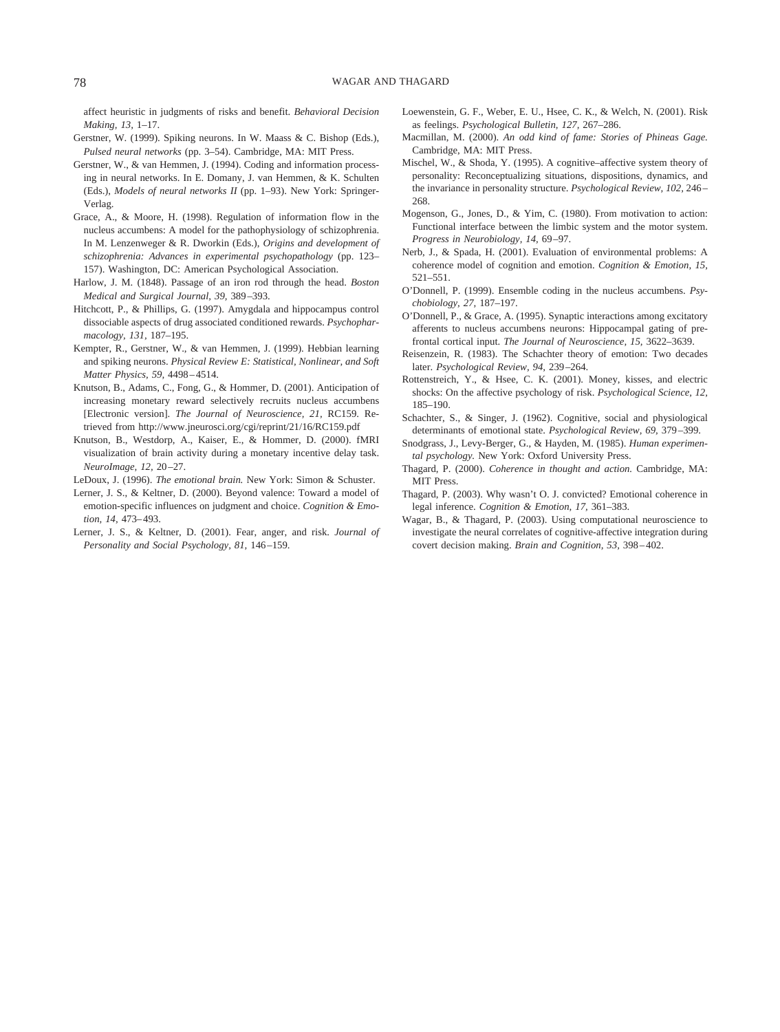affect heuristic in judgments of risks and benefit. *Behavioral Decision Making, 13,* 1–17.

Gerstner, W. (1999). Spiking neurons. In W. Maass & C. Bishop (Eds.), *Pulsed neural networks* (pp. 3–54). Cambridge, MA: MIT Press.

Gerstner, W., & van Hemmen, J. (1994). Coding and information processing in neural networks. In E. Domany, J. van Hemmen, & K. Schulten (Eds.), *Models of neural networks II* (pp. 1–93). New York: Springer-Verlag.

Grace, A., & Moore, H. (1998). Regulation of information flow in the nucleus accumbens: A model for the pathophysiology of schizophrenia. In M. Lenzenweger & R. Dworkin (Eds.), *Origins and development of schizophrenia: Advances in experimental psychopathology* (pp. 123–157). Washington, DC: American Psychological Association.

Harlow, J. M. (1848). Passage of an iron rod through the head. *Boston Medical and Surgical Journal, 39,* 389–393.

Hitchcott, P., & Phillips, G. (1997). Amygdala and hippocampus control dissociable aspects of drug associated conditioned rewards. *Psychopharmacology, 131,* 187–195.

Kempter, R., Gerstner, W., & van Hemmen, J. (1999). Hebbian learning and spiking neurons. *Physical Review E: Statistical, Nonlinear, and Soft Matter Physics, 59,* 4498–4514.

Knutson, B., Adams, C., Fong, G., & Hommer, D. (2001). Anticipation of increasing monetary reward selectively recruits nucleus accumbens [Electronic version]. *The Journal of Neuroscience, 21,* RC159. Retrieved from http://www.jneurosci.org/cgi/reprint/21/16/RC159.pdf

Knutson, B., Westdorp, A., Kaiser, E., & Hommer, D. (2000). fMRI visualization of brain activity during a monetary incentive delay task. *NeuroImage, 12,* 20–27.

LeDoux, J. (1996). *The emotional brain.* New York: Simon & Schuster.

Lerner, J. S., & Keltner, D. (2000). Beyond valence: Toward a model of emotion-specific influences on judgment and choice. *Cognition & Emotion, 14,* 473–493.

Lerner, J. S., & Keltner, D. (2001). Fear, anger, and risk. *Journal of Personality and Social Psychology, 81,* 146–159.

Loewenstein, G. F., Weber, E. U., Hsee, C. K., & Welch, N. (2001). Risk as feelings. *Psychological Bulletin, 127,* 267–286.

Macmillan, M. (2000). *An odd kind of fame: Stories of Phineas Gage.* Cambridge, MA: MIT Press.

Mischel, W., & Shoda, Y. (1995). A cognitive–affective system theory of personality: Reconceptualizing situations, dispositions, dynamics, and the invariance in personality structure. *Psychological Review, 102,* 246–268.

Mogenson, G., Jones, D., & Yim, C. (1980). From motivation to action: Functional interface between the limbic system and the motor system. *Progress in Neurobiology, 14,* 69–97.

Nerb, J., & Spada, H. (2001). Evaluation of environmental problems: A coherence model of cognition and emotion. *Cognition & Emotion, 15,* 521–551.

O'Donnell, P. (1999). Ensemble coding in the nucleus accumbens. *Psychobiology, 27,* 187–197.

O'Donnell, P., & Grace, A. (1995). Synaptic interactions among excitatory afferents to nucleus accumbens neurons: Hippocampal gating of prefrontal cortical input. *The Journal of Neuroscience, 15,* 3622–3639.

Reisenzein, R. (1983). The Schachter theory of emotion: Two decades later. *Psychological Review, 94,* 239–264.

Rottenstreich, Y., & Hsee, C. K. (2001). Money, kisses, and electric shocks: On the affective psychology of risk. *Psychological Science, 12,* 185–190.

Schachter, S., & Singer, J. (1962). Cognitive, social and physiological determinants of emotional state. *Psychological Review, 69,* 379–399.

Snodgrass, J., Levy-Berger, G., & Hayden, M. (1985). *Human experimental psychology.* New York: Oxford University Press.

Thagard, P. (2000). *Coherence in thought and action.* Cambridge, MA: MIT Press.

Thagard, P. (2003). Why wasn't O. J. convicted? Emotional coherence in legal inference. *Cognition & Emotion, 17,* 361–383.

Wagar, B., & Thagard, P. (2003). Using computational neuroscience to investigate the neural correlates of cognitive-affective integration during covert decision making. *Brain and Cognition, 53,* 398–402.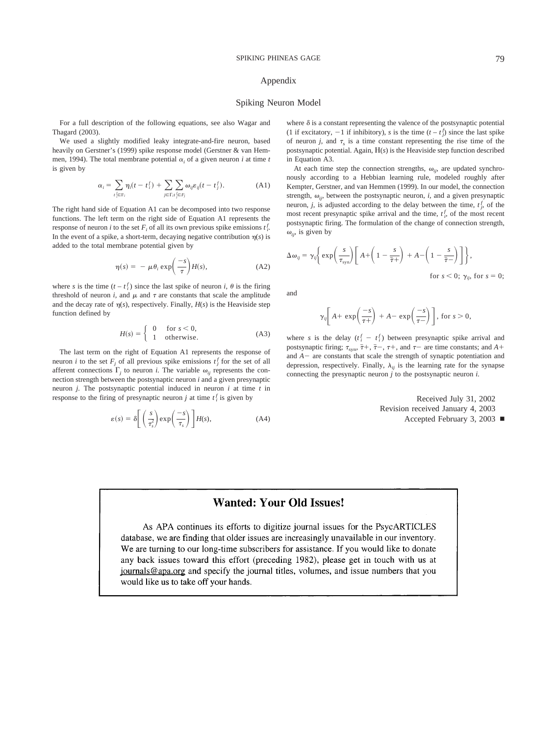# Appendix

## Spiking Neuron Model

For a full description of the following equations, see also Wagar and Thagard (2003).

We used a slightly modified leaky integrate-and-fire neuron, based heavily on Gerstner's (1999) spike response model (Gerstner & van Hemmen, 1994). The total membrane potential $\alpha_i$ of a given neuron $i$ at time $t$ is given by

$$\alpha_i = \sum_{t_i^f \in F_i} \eta_i(t - t_i^f) + \sum_{j \in \Gamma_i} \sum_{t_j^f \in F_j} \omega_{ij} \varepsilon_{ij}(t - t_j^f). \tag{A1}$$

The right hand side of Equation A1 can be decomposed into two response functions. The left term on the right side of Equation A1 represents the response of neuron $i$ to the set $F_i$ of all its own previous spike emissions $t_i^f$. In the event of a spike, a short-term, decaying negative contribution $\eta(s)$ is added to the total membrane potential given by

$$\eta(s) = -\mu\theta_i \exp\left(\frac{-s}{\tau}\right) H(s), \tag{A2}$$

where $s$ is the time $(t - t_i^f)$ since the last spike of neuron $i$, $\theta$ is the firing threshold of neuron $i$, and $\mu$ and $\tau$ are constants that scale the amplitude and the decay rate of $\eta(s)$, respectively. Finally, $H(s)$ is the Heaviside step function defined by

$$H(s) = \begin{cases} 0 & \text{for } s < 0, \\ 1 & \text{otherwise.} \end{cases} \tag{A3}$$

The last term on the right of Equation A1 represents the response of neuron $i$ to the set $F_j$ of all previous spike emissions $t_j^f$ for the set of all afferent connections $\Gamma_j$ to neuron $i$. The variable $\omega_{ij}$ represents the connection strength between the postsynaptic neuron $i$ and a given presynaptic neuron $j$. The postsynaptic potential induced in neuron $i$ at time $t$ in response to the firing of presynaptic neuron $j$ at time $t_i^f$ is given by

$$\varepsilon(s) = \delta\left[\left(\frac{s}{\tau_s^2}\right)\exp\left(\frac{-s}{\tau_s}\right)\right] H(s), \tag{A4}$$

where $\delta$ is a constant representing the valence of the postsynaptic potential (1 if excitatory, −1 if inhibitory), $s$ is the time $(t - t_j^f)$ since the last spike of neuron $j$, and $\tau_s$ is a time constant representing the rise time of the postsynaptic potential. Again, H($s$) is the Heaviside step function described in Equation A3.

At each time step the connection strengths, $\omega_{ij}$, are updated synchronously according to a Hebbian learning rule, modeled roughly after Kempter, Gerstner, and van Hemmen (1999). In our model, the connection strength, $\omega_{ij}$, between the postsynaptic neuron, $i$, and a given presynaptic neuron, $j$, is adjusted according to the delay between the time, $t_j^f$, of the most recent presynaptic spike arrival and the time, $t_i^f$, of the most recent postsynaptic firing. The formulation of the change of connection strength, $\omega_{ij}$, is given by

$$\Delta\omega_{ij} = \gamma_{ij}\left\{\exp\left(\frac{s}{\tau_{\text{syn}}}\right)\left[A+\left(1 - \frac{s}{\bar{\tau}+}\right) + A-\left(1 - \frac{s}{\bar{\tau}-}\right)\right]\right\},$$

$$\text{for } s < 0;\ \gamma_{ij}, \text{ for } s = 0;$$

and

$$\gamma_{ij}\left[A+\exp\left(\frac{-s}{\tau+}\right) + A-\exp\left(\frac{-s}{\tau-}\right)\right], \text{ for } s > 0,$$

where $s$ is the delay $(t_j^f - t_i^f)$ between presynaptic spike arrival and postsynaptic firing; $\tau_{\text{syn}}$, $\bar{\tau}+$, $\bar{\tau}-$, $\tau+$, and $\tau-$ are time constants; and $A+$ and $A-$ are constants that scale the strength of synaptic potentiation and depression, respectively. Finally, $\lambda_{ij}$ is the learning rate for the synapse connecting the presynaptic neuron $j$ to the postsynaptic neuron $i$.

Received July 31, 2002
Revision received January 4, 2003
Accepted February 3, 2003 ■

**Wanted: Your Old Issues!**

As APA continues its efforts to digitize journal issues for the PsycARTICLES database, we are finding that older issues are increasingly unavailable in our inventory. We are turning to our long-time subscribers for assistance. If you would like to donate any back issues toward this effort (preceding 1982), please get in touch with us at journals@apa.org and specify the journal titles, volumes, and issue numbers that you would like us to take off your hands.